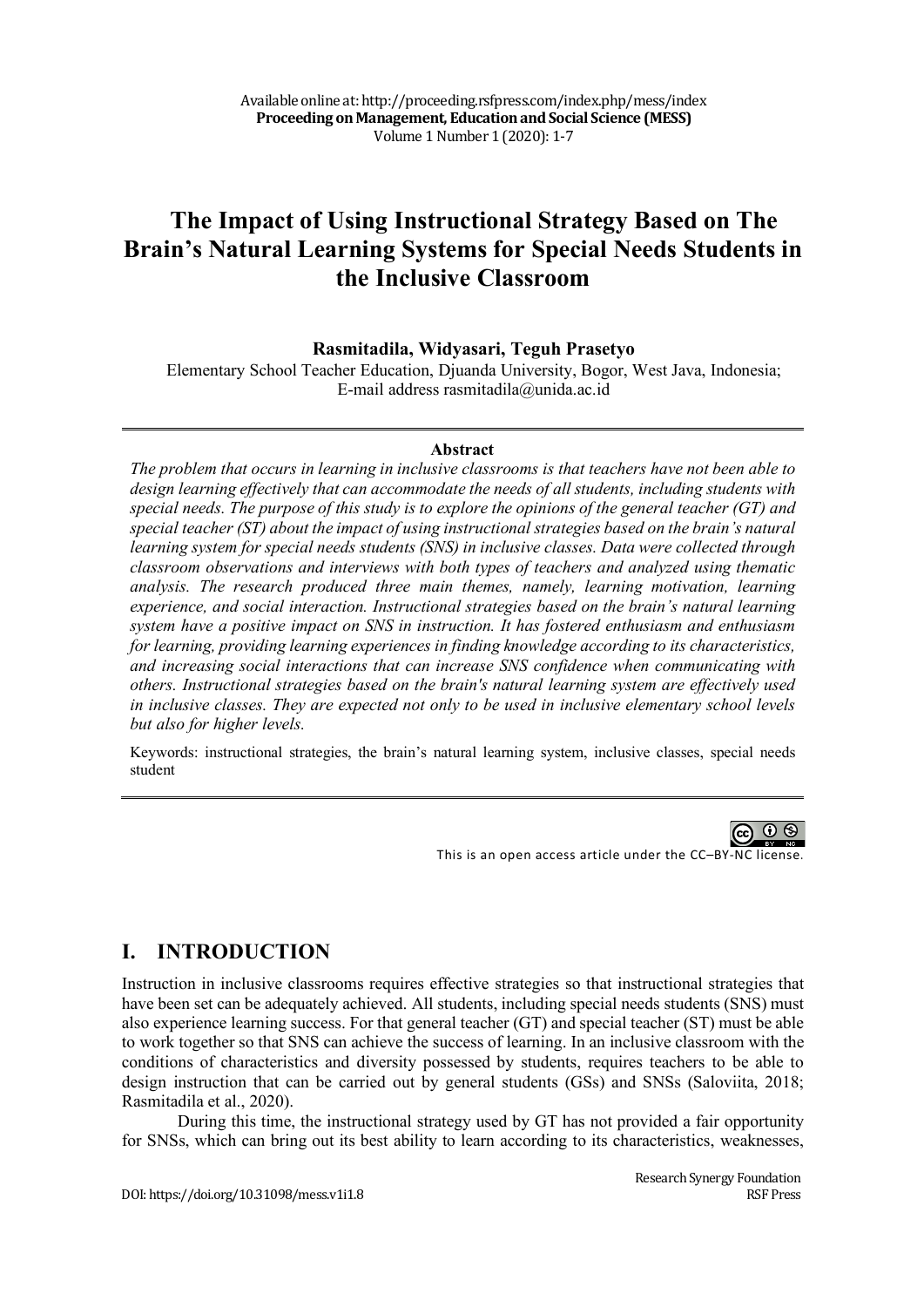# The Impact of Using Instructional Strategy Based on The Brain's Natural Learning Systems for Special Needs Students in the Inclusive Classroom

**Rasmitadila, Widyasari, Teguh Prasetyo**

Elementary School Teacher Education, Djuanda University, Bogor, West Java, Indonesia;
E-mail address rasmitadila@unida.ac.id

### Abstract

*The problem that occurs in learning in inclusive classrooms is that teachers have not been able to design learning effectively that can accommodate the needs of all students, including students with special needs. The purpose of this study is to explore the opinions of the general teacher (GT) and special teacher (ST) about the impact of using instructional strategies based on the brain's natural learning system for special needs students (SNS) in inclusive classes. Data were collected through classroom observations and interviews with both types of teachers and analyzed using thematic analysis. The research produced three main themes, namely, learning motivation, learning experience, and social interaction. Instructional strategies based on the brain's natural learning system have a positive impact on SNS in instruction. It has fostered enthusiasm and enthusiasm for learning, providing learning experiences in finding knowledge according to its characteristics, and increasing social interactions that can increase SNS confidence when communicating with others. Instructional strategies based on the brain's natural learning system are effectively used in inclusive classes. They are expected not only to be used in inclusive elementary school levels but also for higher levels.*

Keywords: instructional strategies, the brain's natural learning system, inclusive classes, special needs student

This is an open access article under the CC–BY-NC license.

## I. INTRODUCTION

Instruction in inclusive classrooms requires effective strategies so that instructional strategies that have been set can be adequately achieved. All students, including special needs students (SNS) must also experience learning success. For that general teacher (GT) and special teacher (ST) must be able to work together so that SNS can achieve the success of learning. In an inclusive classroom with the conditions of characteristics and diversity possessed by students, requires teachers to be able to design instruction that can be carried out by general students (GSs) and SNSs (Saloviita, 2018; Rasmitadila et al., 2020).

During this time, the instructional strategy used by GT has not provided a fair opportunity for SNSs, which can bring out its best ability to learn according to its characteristics, weaknesses,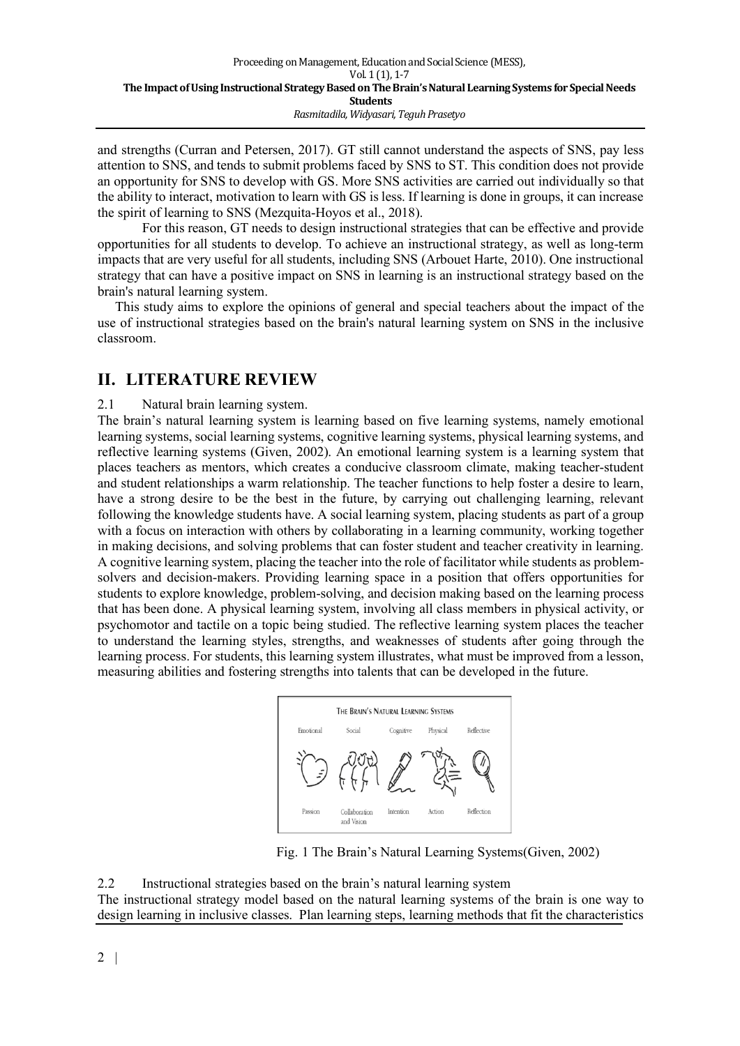and strengths (Curran and Petersen, 2017). GT still cannot understand the aspects of SNS, pay less attention to SNS, and tends to submit problems faced by SNS to ST. This condition does not provide an opportunity for SNS to develop with GS. More SNS activities are carried out individually so that the ability to interact, motivation to learn with GS is less. If learning is done in groups, it can increase the spirit of learning to SNS (Mezquita-Hoyos et al., 2018).

For this reason, GT needs to design instructional strategies that can be effective and provide opportunities for all students to develop. To achieve an instructional strategy, as well as long-term impacts that are very useful for all students, including SNS (Arbouet Harte, 2010). One instructional strategy that can have a positive impact on SNS in learning is an instructional strategy based on the brain's natural learning system.

This study aims to explore the opinions of general and special teachers about the impact of the use of instructional strategies based on the brain's natural learning system on SNS in the inclusive classroom.

## II. LITERATURE REVIEW

### 2.1 Natural brain learning system.

The brain's natural learning system is learning based on five learning systems, namely emotional learning systems, social learning systems, cognitive learning systems, physical learning systems, and reflective learning systems (Given, 2002). An emotional learning system is a learning system that places teachers as mentors, which creates a conducive classroom climate, making teacher-student and student relationships a warm relationship. The teacher functions to help foster a desire to learn, have a strong desire to be the best in the future, by carrying out challenging learning, relevant following the knowledge students have. A social learning system, placing students as part of a group with a focus on interaction with others by collaborating in a learning community, working together in making decisions, and solving problems that can foster student and teacher creativity in learning. A cognitive learning system, placing the teacher into the role of facilitator while students as problem-solvers and decision-makers. Providing learning space in a position that offers opportunities for students to explore knowledge, problem-solving, and decision making based on the learning process that has been done. A physical learning system, involving all class members in physical activity, or psychomotor and tactile on a topic being studied. The reflective learning system places the teacher to understand the learning styles, strengths, and weaknesses of students after going through the learning process. For students, this learning system illustrates, what must be improved from a lesson, measuring abilities and fostering strengths into talents that can be developed in the future.

Fig. 1 The Brain's Natural Learning Systems(Given, 2002)

### 2.2 Instructional strategies based on the brain's natural learning system

The instructional strategy model based on the natural learning systems of the brain is one way to design learning in inclusive classes. Plan learning steps, learning methods that fit the characteristics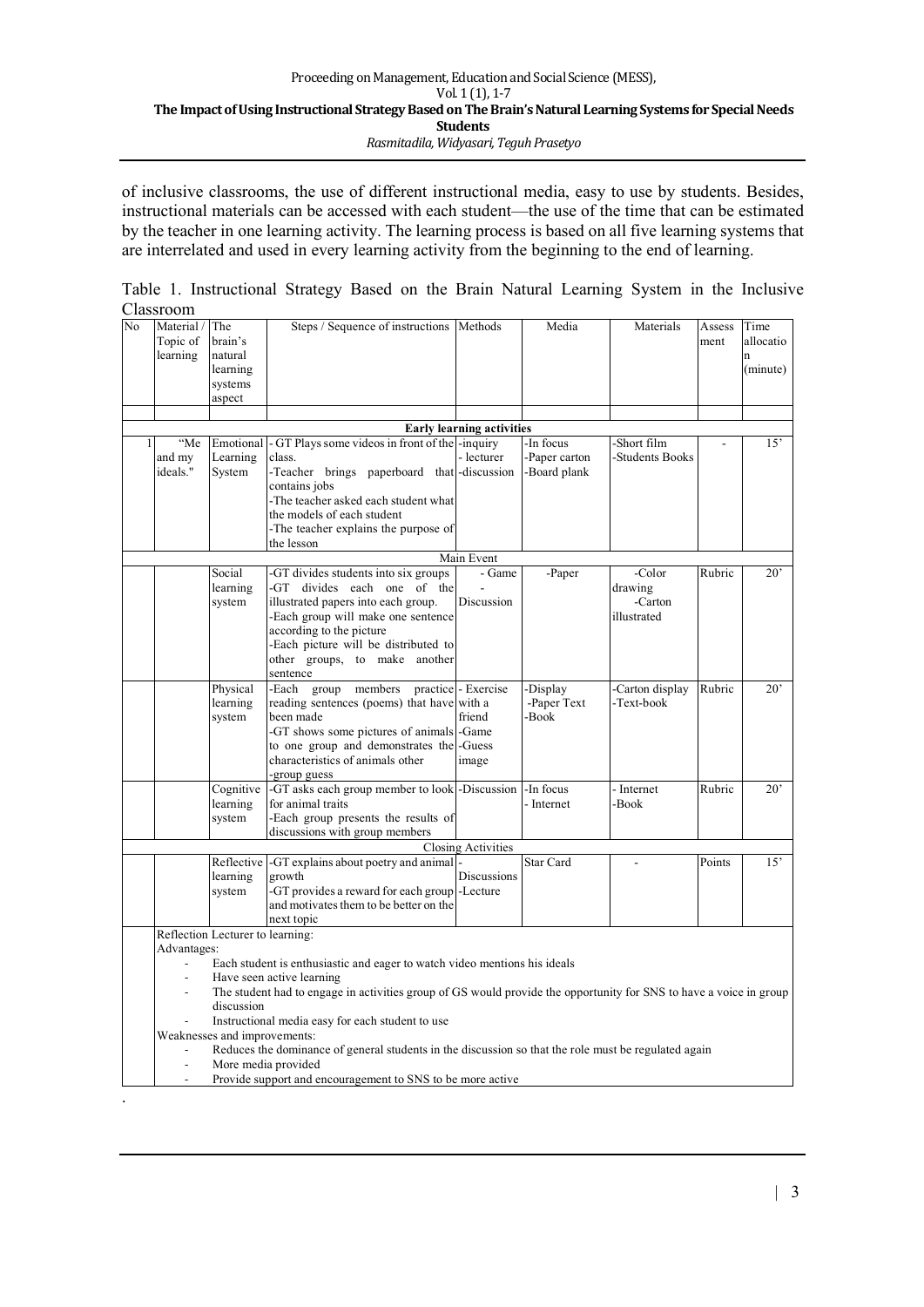of inclusive classrooms, the use of different instructional media, easy to use by students. Besides, instructional materials can be accessed with each student—the use of the time that can be estimated by the teacher in one learning activity. The learning process is based on all five learning systems that are interrelated and used in every learning activity from the beginning to the end of learning.

Table 1. Instructional Strategy Based on the Brain Natural Learning System in the Inclusive Classroom

| No | Material / Topic of learning | The brain's natural learning systems aspect | Steps / Sequence of instructions | Methods | Media | Materials | Assessment | Time allocation (minute) |
|---|---|---|---|---|---|---|---|---|
| | | | **Early learning activities** | | | | | |
| 1 | "Me and my ideals." | Emotional Learning System | - GT Plays some videos in front of the class.<br>-Teacher brings paperboard that contains jobs<br>-The teacher asked each student what the models of each student<br>-The teacher explains the purpose of the lesson | -inquiry<br>- lecturer<br>-discussion | -In focus<br>-Paper carton<br>-Board plank | -Short film<br>-Students Books | - | 15' |
| | | | Main Event | | | | | |
| | | Social learning system | -GT divides students into six groups<br>-GT divides each one of the illustrated papers into each group.<br>-Each group will make one sentence according to the picture<br>-Each picture will be distributed to other groups, to make another sentence | - Game<br>-<br>Discussion | -Paper | -Color drawing<br>-Carton illustrated | Rubric | 20' |
| | | Physical learning system | -Each group members practice reading sentences (poems) that have been made<br>-GT shows some pictures of animals to one group and demonstrates the characteristics of animals other -group guess | - Exercise with a friend<br>-Game<br>-Guess image | -Display<br>-Paper Text<br>-Book | -Carton display<br>-Text-book | Rubric | 20' |
| | | Cognitive learning system | -GT asks each group member to look for animal traits<br>-Each group presents the results of discussions with group members | -Discussion | -In focus<br>- Internet | - Internet<br>-Book | Rubric | 20' |
| | | | Closing Activities | | | | | |
| | | Reflective learning system | -GT explains about poetry and animal growth<br>-GT provides a reward for each group and motivates them to be better on the next topic | -<br>Discussions<br>-Lecture | Star Card | - | Points | 15' |
| | Reflection Lecturer to learning:<br>Advantages:<br>- Each student is enthusiastic and eager to watch video mentions his ideals<br>- Have seen active learning<br>- The student had to engage in activities group of GS would provide the opportunity for SNS to have a voice in group discussion<br>- Instructional media easy for each student to use<br>Weaknesses and improvements:<br>- Reduces the dominance of general students in the discussion so that the role must be regulated again<br>- More media provided<br>- Provide support and encouragement to SNS to be more active | | | | | | | |

.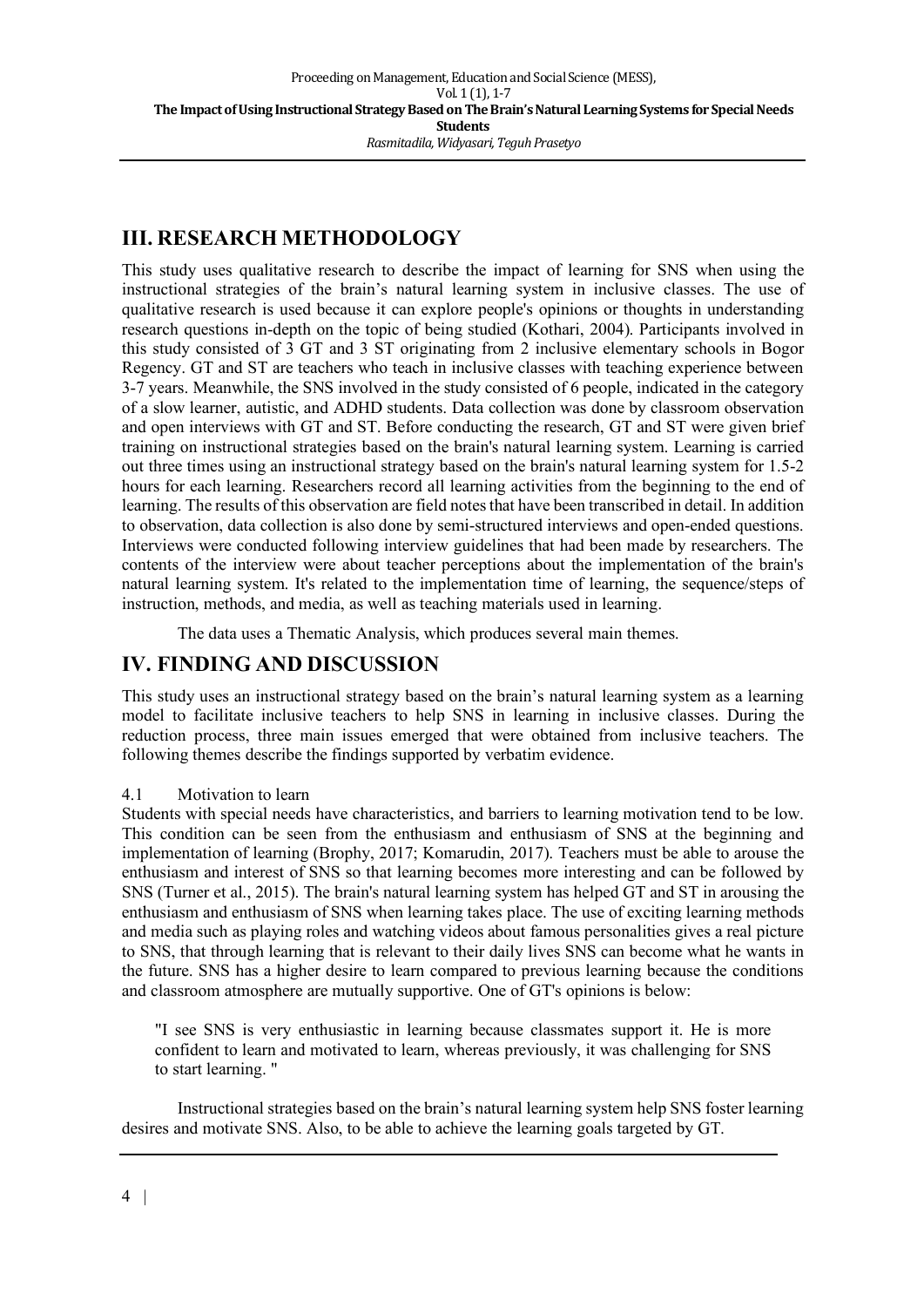## III. RESEARCH METHODOLOGY

This study uses qualitative research to describe the impact of learning for SNS when using the instructional strategies of the brain's natural learning system in inclusive classes. The use of qualitative research is used because it can explore people's opinions or thoughts in understanding research questions in-depth on the topic of being studied (Kothari, 2004). Participants involved in this study consisted of 3 GT and 3 ST originating from 2 inclusive elementary schools in Bogor Regency. GT and ST are teachers who teach in inclusive classes with teaching experience between 3-7 years. Meanwhile, the SNS involved in the study consisted of 6 people, indicated in the category of a slow learner, autistic, and ADHD students. Data collection was done by classroom observation and open interviews with GT and ST. Before conducting the research, GT and ST were given brief training on instructional strategies based on the brain's natural learning system. Learning is carried out three times using an instructional strategy based on the brain's natural learning system for 1.5-2 hours for each learning. Researchers record all learning activities from the beginning to the end of learning. The results of this observation are field notes that have been transcribed in detail. In addition to observation, data collection is also done by semi-structured interviews and open-ended questions. Interviews were conducted following interview guidelines that had been made by researchers. The contents of the interview were about teacher perceptions about the implementation of the brain's natural learning system. It's related to the implementation time of learning, the sequence/steps of instruction, methods, and media, as well as teaching materials used in learning.

The data uses a Thematic Analysis, which produces several main themes.

## IV. FINDING AND DISCUSSION

This study uses an instructional strategy based on the brain's natural learning system as a learning model to facilitate inclusive teachers to help SNS in learning in inclusive classes. During the reduction process, three main issues emerged that were obtained from inclusive teachers. The following themes describe the findings supported by verbatim evidence.

### 4.1 Motivation to learn

Students with special needs have characteristics, and barriers to learning motivation tend to be low. This condition can be seen from the enthusiasm and enthusiasm of SNS at the beginning and implementation of learning (Brophy, 2017; Komarudin, 2017). Teachers must be able to arouse the enthusiasm and interest of SNS so that learning becomes more interesting and can be followed by SNS (Turner et al., 2015). The brain's natural learning system has helped GT and ST in arousing the enthusiasm and enthusiasm of SNS when learning takes place. The use of exciting learning methods and media such as playing roles and watching videos about famous personalities gives a real picture to SNS, that through learning that is relevant to their daily lives SNS can become what he wants in the future. SNS has a higher desire to learn compared to previous learning because the conditions and classroom atmosphere are mutually supportive. One of GT's opinions is below:

> "I see SNS is very enthusiastic in learning because classmates support it. He is more confident to learn and motivated to learn, whereas previously, it was challenging for SNS to start learning. "

Instructional strategies based on the brain's natural learning system help SNS foster learning desires and motivate SNS. Also, to be able to achieve the learning goals targeted by GT.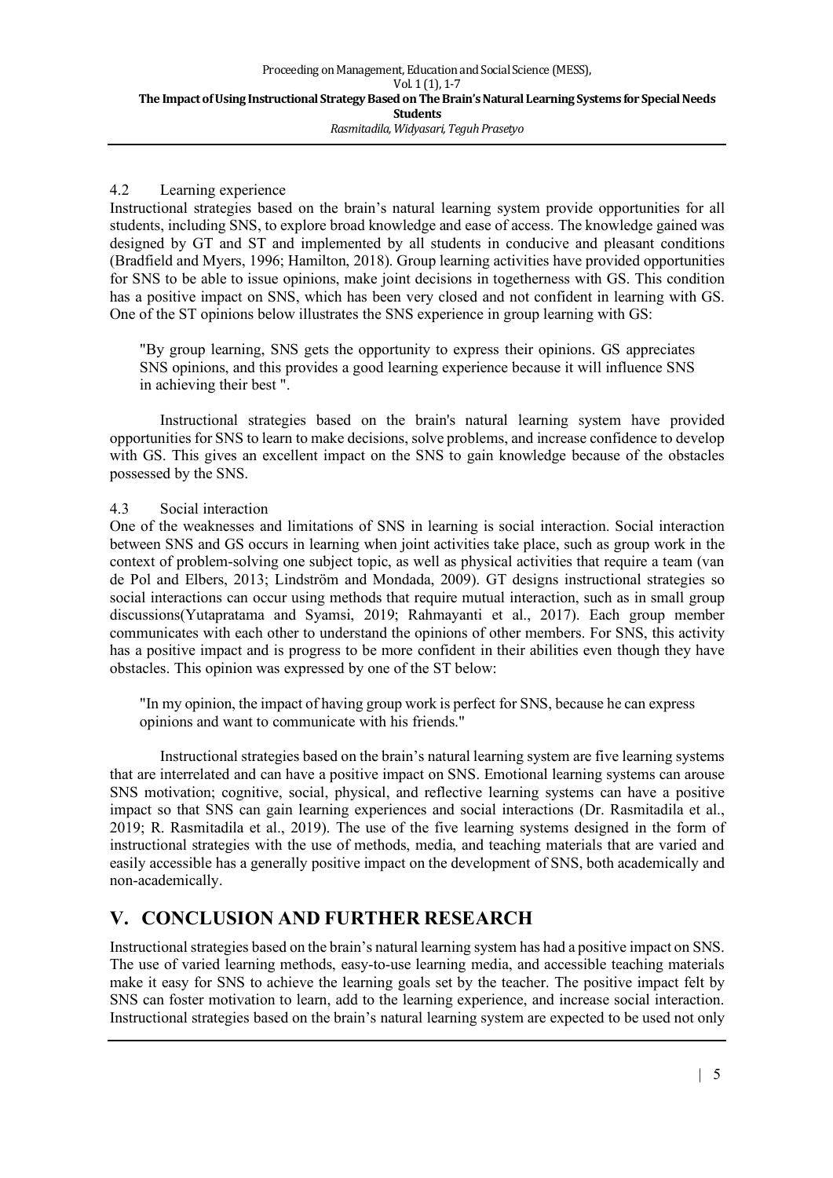### 4.2 Learning experience

Instructional strategies based on the brain's natural learning system provide opportunities for all students, including SNS, to explore broad knowledge and ease of access. The knowledge gained was designed by GT and ST and implemented by all students in conducive and pleasant conditions (Bradfield and Myers, 1996; Hamilton, 2018). Group learning activities have provided opportunities for SNS to be able to issue opinions, make joint decisions in togetherness with GS. This condition has a positive impact on SNS, which has been very closed and not confident in learning with GS. One of the ST opinions below illustrates the SNS experience in group learning with GS:

> "By group learning, SNS gets the opportunity to express their opinions. GS appreciates SNS opinions, and this provides a good learning experience because it will influence SNS in achieving their best ".

Instructional strategies based on the brain's natural learning system have provided opportunities for SNS to learn to make decisions, solve problems, and increase confidence to develop with GS. This gives an excellent impact on the SNS to gain knowledge because of the obstacles possessed by the SNS.

### 4.3 Social interaction

One of the weaknesses and limitations of SNS in learning is social interaction. Social interaction between SNS and GS occurs in learning when joint activities take place, such as group work in the context of problem-solving one subject topic, as well as physical activities that require a team (van de Pol and Elbers, 2013; Lindström and Mondada, 2009). GT designs instructional strategies so social interactions can occur using methods that require mutual interaction, such as in small group discussions(Yutapratama and Syamsi, 2019; Rahmayanti et al., 2017). Each group member communicates with each other to understand the opinions of other members. For SNS, this activity has a positive impact and is progress to be more confident in their abilities even though they have obstacles. This opinion was expressed by one of the ST below:

> "In my opinion, the impact of having group work is perfect for SNS, because he can express opinions and want to communicate with his friends."

Instructional strategies based on the brain's natural learning system are five learning systems that are interrelated and can have a positive impact on SNS. Emotional learning systems can arouse SNS motivation; cognitive, social, physical, and reflective learning systems can have a positive impact so that SNS can gain learning experiences and social interactions (Dr. Rasmitadila et al., 2019; R. Rasmitadila et al., 2019). The use of the five learning systems designed in the form of instructional strategies with the use of methods, media, and teaching materials that are varied and easily accessible has a generally positive impact on the development of SNS, both academically and non-academically.

## V. CONCLUSION AND FURTHER RESEARCH

Instructional strategies based on the brain's natural learning system has had a positive impact on SNS. The use of varied learning methods, easy-to-use learning media, and accessible teaching materials make it easy for SNS to achieve the learning goals set by the teacher. The positive impact felt by SNS can foster motivation to learn, add to the learning experience, and increase social interaction. Instructional strategies based on the brain's natural learning system are expected to be used not only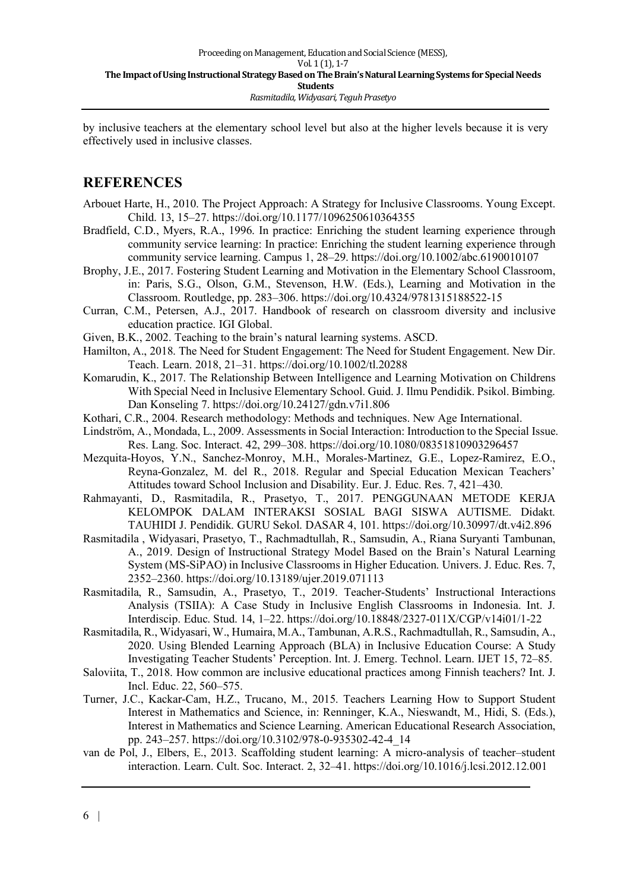by inclusive teachers at the elementary school level but also at the higher levels because it is very effectively used in inclusive classes.

## REFERENCES

Arbouet Harte, H., 2010. The Project Approach: A Strategy for Inclusive Classrooms. Young Except. Child. 13, 15–27. https://doi.org/10.1177/1096250610364355

Bradfield, C.D., Myers, R.A., 1996. In practice: Enriching the student learning experience through community service learning: In practice: Enriching the student learning experience through community service learning. Campus 1, 28–29. https://doi.org/10.1002/abc.6190010107

Brophy, J.E., 2017. Fostering Student Learning and Motivation in the Elementary School Classroom, in: Paris, S.G., Olson, G.M., Stevenson, H.W. (Eds.), Learning and Motivation in the Classroom. Routledge, pp. 283–306. https://doi.org/10.4324/9781315188522-15

Curran, C.M., Petersen, A.J., 2017. Handbook of research on classroom diversity and inclusive education practice. IGI Global.

Given, B.K., 2002. Teaching to the brain's natural learning systems. ASCD.

Hamilton, A., 2018. The Need for Student Engagement: The Need for Student Engagement. New Dir. Teach. Learn. 2018, 21–31. https://doi.org/10.1002/tl.20288

Komarudin, K., 2017. The Relationship Between Intelligence and Learning Motivation on Childrens With Special Need in Inclusive Elementary School. Guid. J. Ilmu Pendidik. Psikol. Bimbing. Dan Konseling 7. https://doi.org/10.24127/gdn.v7i1.806

Kothari, C.R., 2004. Research methodology: Methods and techniques. New Age International.

Lindström, A., Mondada, L., 2009. Assessments in Social Interaction: Introduction to the Special Issue. Res. Lang. Soc. Interact. 42, 299–308. https://doi.org/10.1080/08351810903296457

Mezquita-Hoyos, Y.N., Sanchez-Monroy, M.H., Morales-Martinez, G.E., Lopez-Ramirez, E.O., Reyna-Gonzalez, M. del R., 2018. Regular and Special Education Mexican Teachers' Attitudes toward School Inclusion and Disability. Eur. J. Educ. Res. 7, 421–430.

Rahmayanti, D., Rasmitadila, R., Prasetyo, T., 2017. PENGGUNAAN METODE KERJA KELOMPOK DALAM INTERAKSI SOSIAL BAGI SISWA AUTISME. Didakt. TAUHIDI J. Pendidik. GURU Sekol. DASAR 4, 101. https://doi.org/10.30997/dt.v4i2.896

Rasmitadila , Widyasari, Prasetyo, T., Rachmadtullah, R., Samsudin, A., Riana Suryanti Tambunan, A., 2019. Design of Instructional Strategy Model Based on the Brain's Natural Learning System (MS-SiPAO) in Inclusive Classrooms in Higher Education. Univers. J. Educ. Res. 7, 2352–2360. https://doi.org/10.13189/ujer.2019.071113

Rasmitadila, R., Samsudin, A., Prasetyo, T., 2019. Teacher-Students' Instructional Interactions Analysis (TSIIA): A Case Study in Inclusive English Classrooms in Indonesia. Int. J. Interdiscip. Educ. Stud. 14, 1–22. https://doi.org/10.18848/2327-011X/CGP/v14i01/1-22

Rasmitadila, R., Widyasari, W., Humaira, M.A., Tambunan, A.R.S., Rachmadtullah, R., Samsudin, A., 2020. Using Blended Learning Approach (BLA) in Inclusive Education Course: A Study Investigating Teacher Students' Perception. Int. J. Emerg. Technol. Learn. IJET 15, 72–85.

Saloviita, T., 2018. How common are inclusive educational practices among Finnish teachers? Int. J. Incl. Educ. 22, 560–575.

Turner, J.C., Kackar-Cam, H.Z., Trucano, M., 2015. Teachers Learning How to Support Student Interest in Mathematics and Science, in: Renninger, K.A., Nieswandt, M., Hidi, S. (Eds.), Interest in Mathematics and Science Learning. American Educational Research Association, pp. 243–257. https://doi.org/10.3102/978-0-935302-42-4_14

van de Pol, J., Elbers, E., 2013. Scaffolding student learning: A micro-analysis of teacher–student interaction. Learn. Cult. Soc. Interact. 2, 32–41. https://doi.org/10.1016/j.lcsi.2012.12.001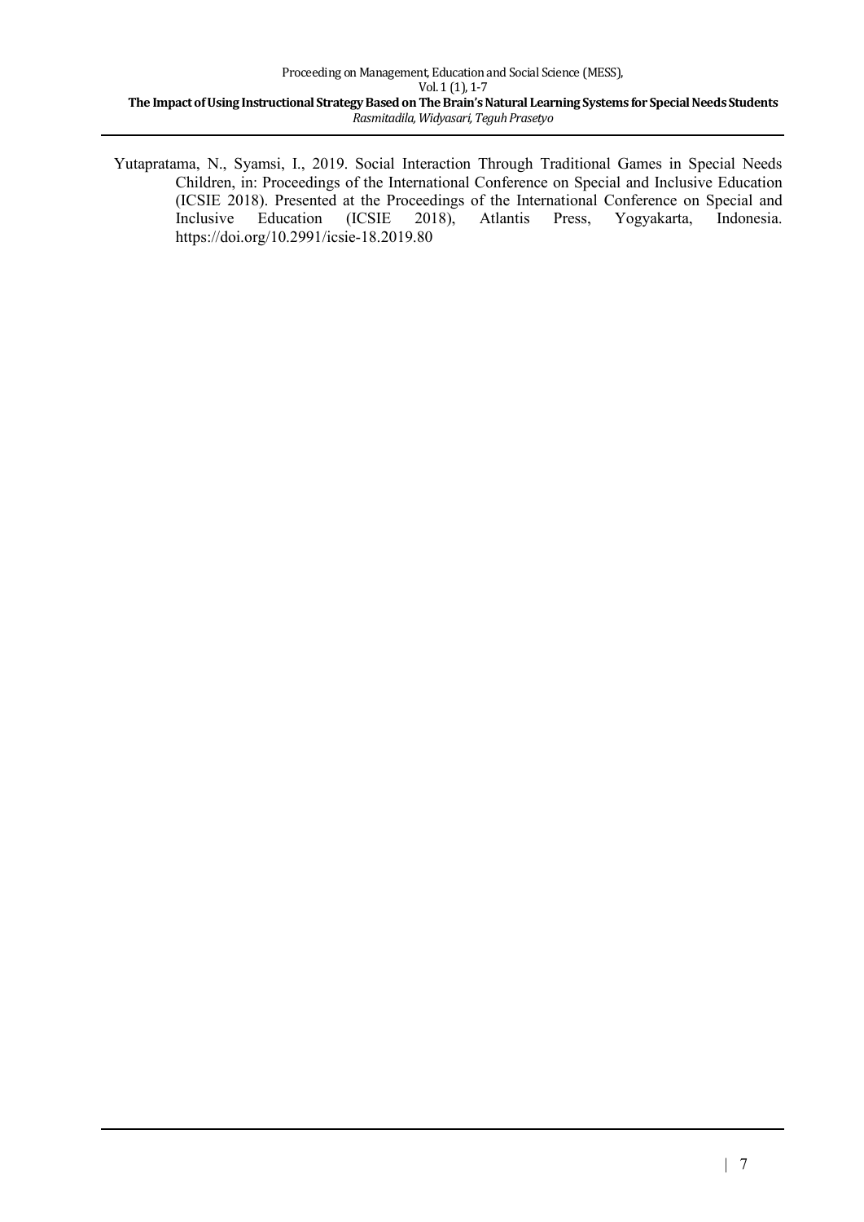Yutapratama, N., Syamsi, I., 2019. Social Interaction Through Traditional Games in Special Needs Children, in: Proceedings of the International Conference on Special and Inclusive Education (ICSIE 2018). Presented at the Proceedings of the International Conference on Special and Inclusive Education (ICSIE 2018), Atlantis Press, Yogyakarta, Indonesia. https://doi.org/10.2991/icsie-18.2019.80